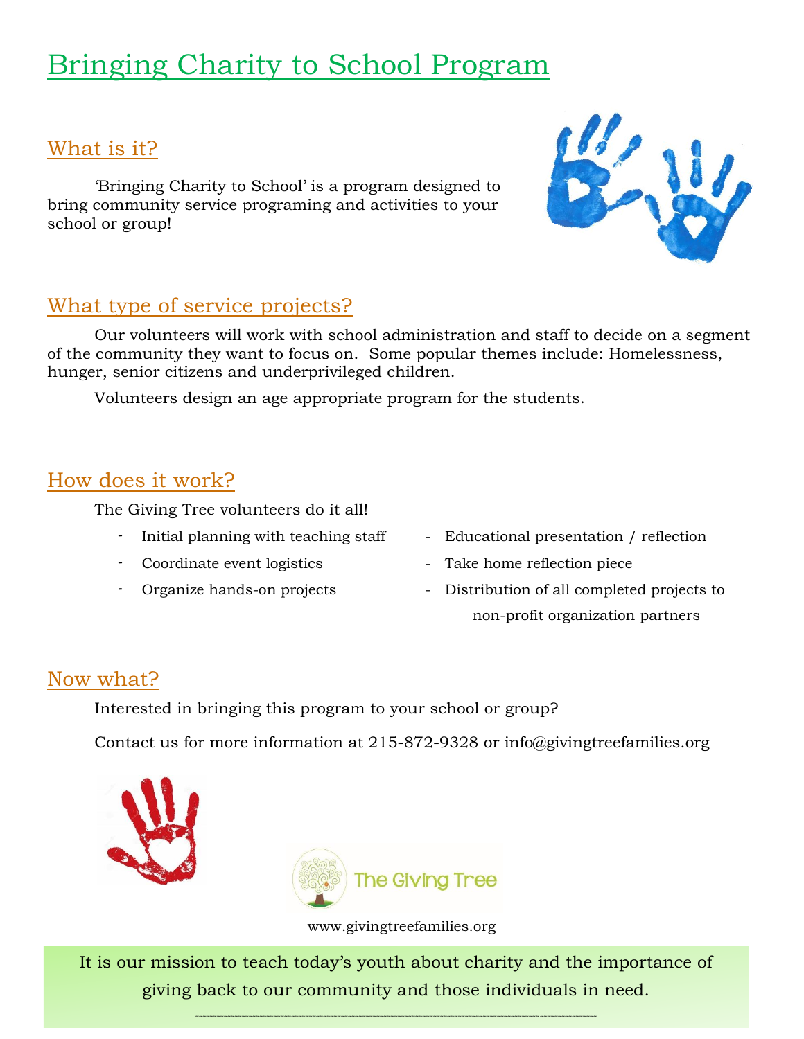# Bringing Charity to School Program

## What is it?

'Bringing Charity to School' is a program designed to bring community service programing and activities to your school or group!

## What type of service projects?

Our volunteers will work with school administration and staff to decide on a segment of the community they want to focus on. Some popular themes include: Homelessness, hunger, senior citizens and underprivileged children.

Volunteers design an age appropriate program for the students.

## How does it work?

The Giving Tree volunteers do it all!

- Initial planning with teaching staff
- Coordinate event logistics
- Organize hands-on projects
- Educational presentation / reflection
- Take home reflection piece
- Distribution of all completed projects to non-profit organization partners

## Now what?

Interested in bringing this program to your school or group?

Contact us for more information at 215-872-9328 or info@givingtreefamilies.org

The Giving Tree

www.givingtreefamilies.org

It is our mission to teach today's youth about charity and the importance of giving back to our community and those individuals in need.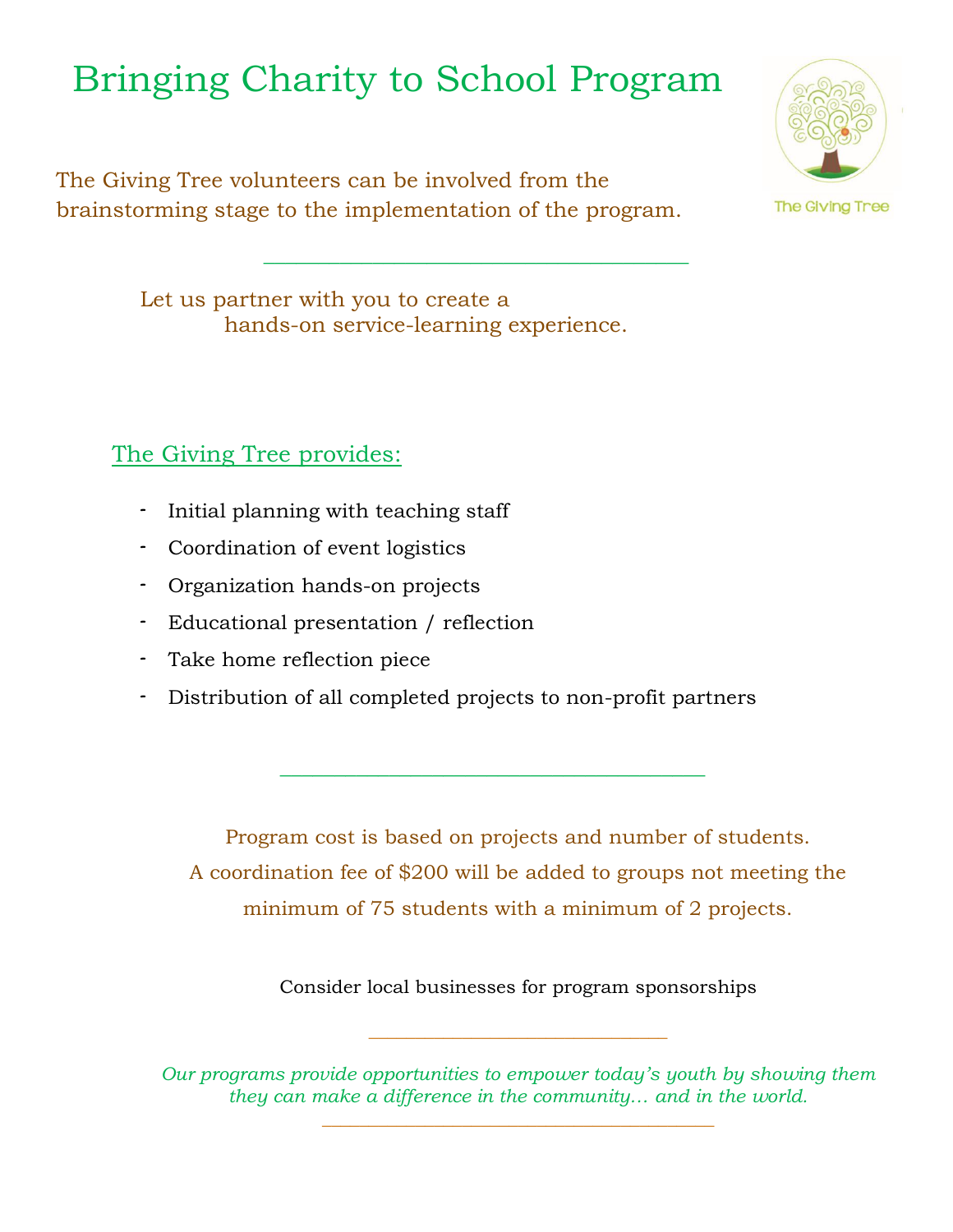# Bringing Charity to School Program

The Giving Tree

The Giving Tree volunteers can be involved from the brainstorming stage to the implementation of the program.

---

Let us partner with you to create a hands-on service-learning experience.

## The Giving Tree provides:

- Initial planning with teaching staff
- Coordination of event logistics
- Organization hands-on projects
- Educational presentation / reflection
- Take home reflection piece
- Distribution of all completed projects to non-profit partners

---

Program cost is based on projects and number of students.
A coordination fee of $200 will be added to groups not meeting the minimum of 75 students with a minimum of 2 projects.

Consider local businesses for program sponsorships

---

*Our programs provide opportunities to empower today's youth by showing them they can make a difference in the community… and in the world.*

---